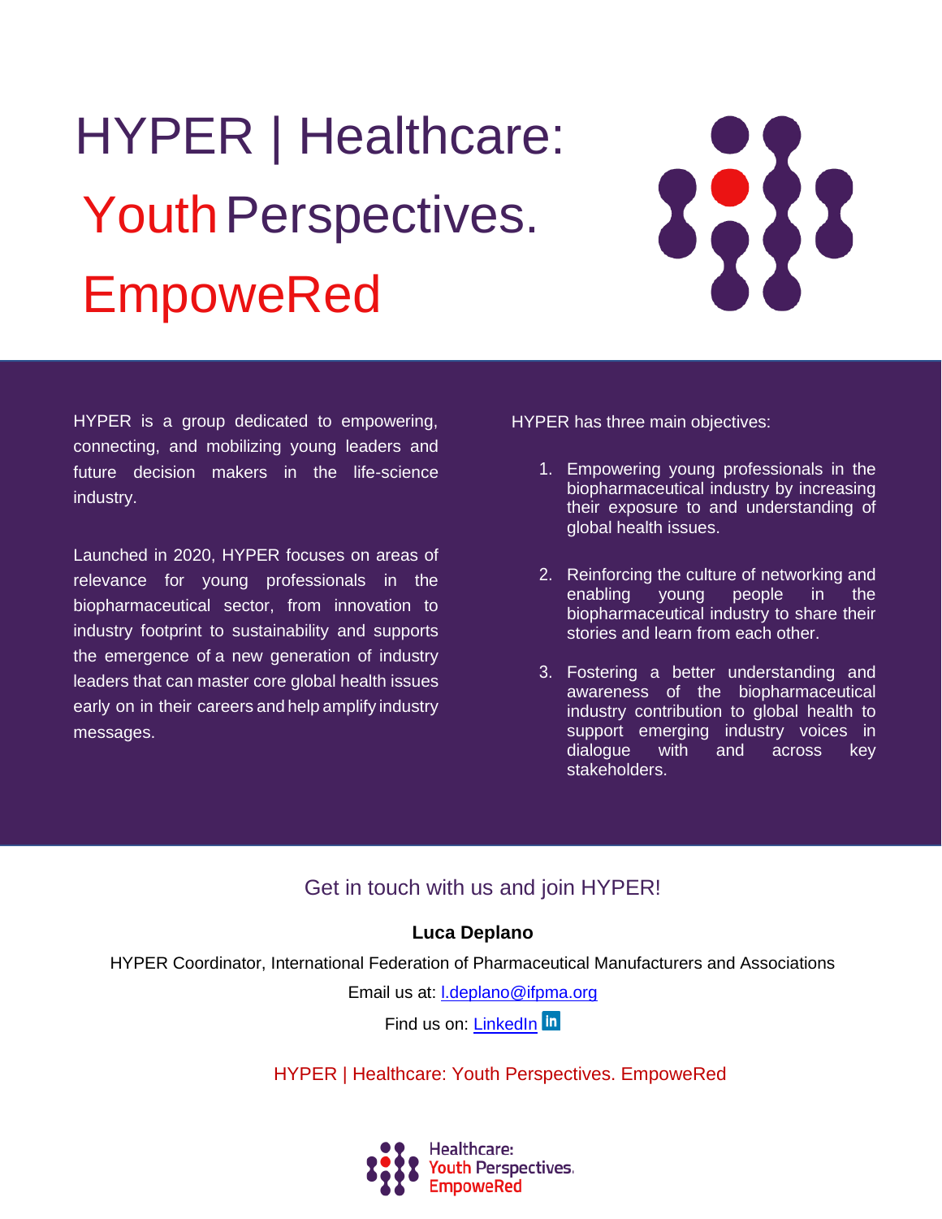# HYPER | Healthcare: Youth Perspectives. EmpoweRed

HYPER is a group dedicated to empowering, connecting, and mobilizing young leaders and future decision makers in the life-science industry.

Launched in 2020, HYPER focuses on areas of relevance for young professionals in the biopharmaceutical sector, from innovation to industry footprint to sustainability and supports the emergence of a new generation of industry leaders that can master core global health issues early on in their careers and help amplify industry messages.

HYPER has three main objectives:

1. Empowering young professionals in the biopharmaceutical industry by increasing their exposure to and understanding of global health issues.
2. Reinforcing the culture of networking and enabling young people in the biopharmaceutical industry to share their stories and learn from each other.
3. Fostering a better understanding and awareness of the biopharmaceutical industry contribution to global health to support emerging industry voices in dialogue with and across key stakeholders.

## Get in touch with us and join HYPER!

**Luca Deplano**

HYPER Coordinator, International Federation of Pharmaceutical Manufacturers and Associations

Email us at: l.deplano@ifpma.org

Find us on: LinkedIn

HYPER | Healthcare: Youth Perspectives. EmpoweRed

Healthcare: Youth Perspectives. EmpoweRed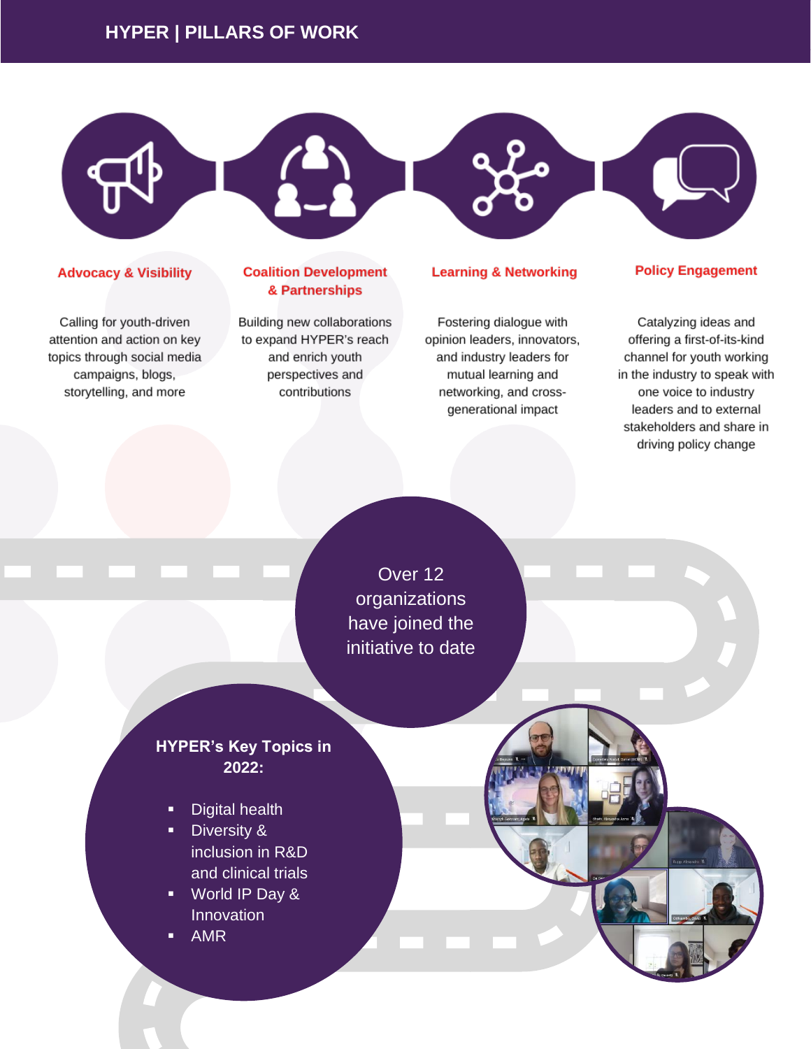# HYPER | PILLARS OF WORK

### Advocacy & Visibility

Calling for youth-driven attention and action on key topics through social media campaigns, blogs, storytelling, and more

### Coalition Development & Partnerships

Building new collaborations to expand HYPER's reach and enrich youth perspectives and contributions

### Learning & Networking

Fostering dialogue with opinion leaders, innovators, and industry leaders for mutual learning and networking, and cross-generational impact

### Policy Engagement

Catalyzing ideas and offering a first-of-its-kind channel for youth working in the industry to speak with one voice to industry leaders and to external stakeholders and share in driving policy change

Over 12 organizations have joined the initiative to date

**HYPER's Key Topics in 2022:**

- Digital health
- Diversity & inclusion in R&D and clinical trials
- World IP Day & Innovation
- AMR